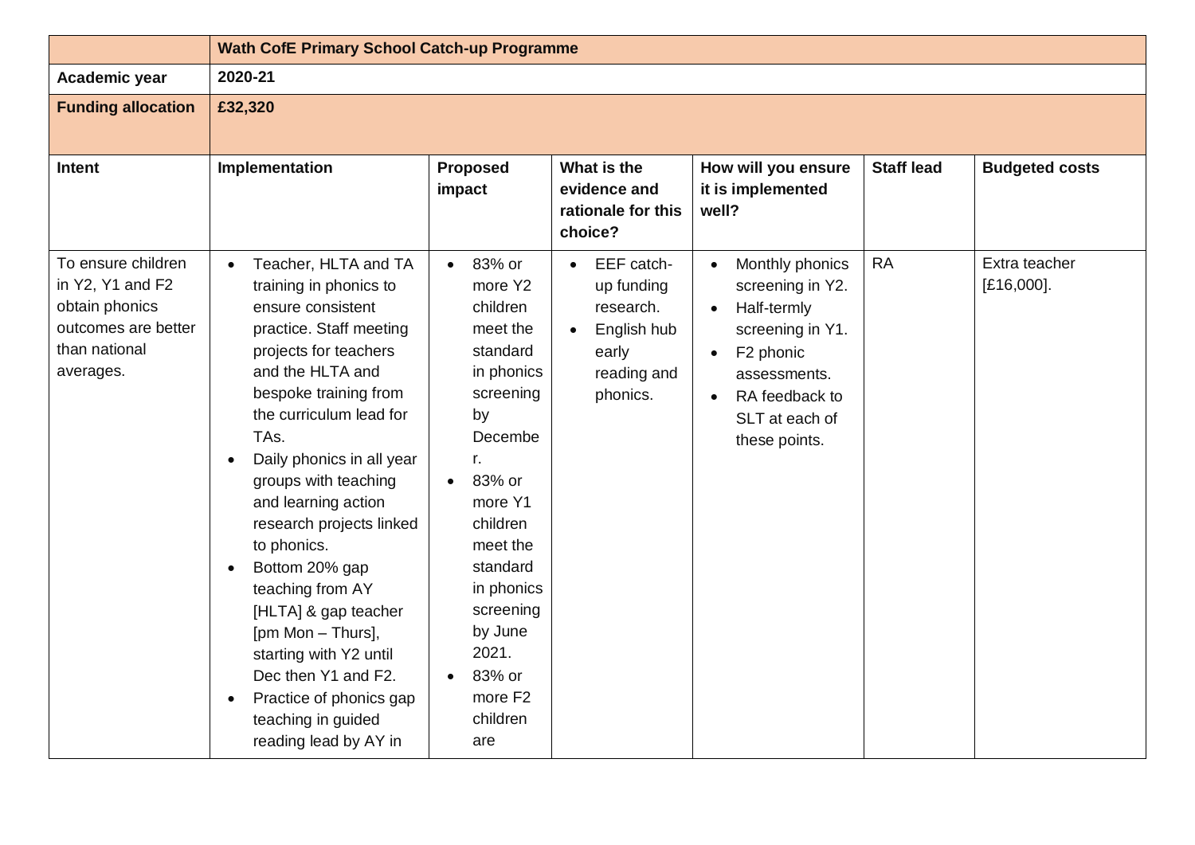| | **Wath CofE Primary School Catch-up Programme** | | | | | |
|---|---|---|---|---|---|---|
| **Academic year** | **2020-21** | | | | | |
| **Funding allocation** | **£32,320** | | | | | |
| **Intent** | **Implementation** | **Proposed impact** | **What is the evidence and rationale for this choice?** | **How will you ensure it is implemented well?** | **Staff lead** | **Budgeted costs** |
| To ensure children in Y2, Y1 and F2 obtain phonics outcomes are better than national averages. | • Teacher, HLTA and TA training in phonics to ensure consistent practice. Staff meeting projects for teachers and the HLTA and bespoke training from the curriculum lead for TAs.<br>• Daily phonics in all year groups with teaching and learning action research projects linked to phonics.<br>• Bottom 20% gap teaching from AY [HLTA] & gap teacher [pm Mon – Thurs], starting with Y2 until Dec then Y1 and F2.<br>• Practice of phonics gap teaching in guided reading lead by AY in | • 83% or more Y2 children meet the standard in phonics screening by December.<br>• 83% or more Y1 children meet the standard in phonics screening by June 2021.<br>• 83% or more F2 children are | • EEF catch-up funding research.<br>• English hub early reading and phonics. | • Monthly phonics screening in Y2.<br>• Half-termly screening in Y1.<br>• F2 phonic assessments.<br>• RA feedback to SLT at each of these points. | RA | Extra teacher [£16,000]. |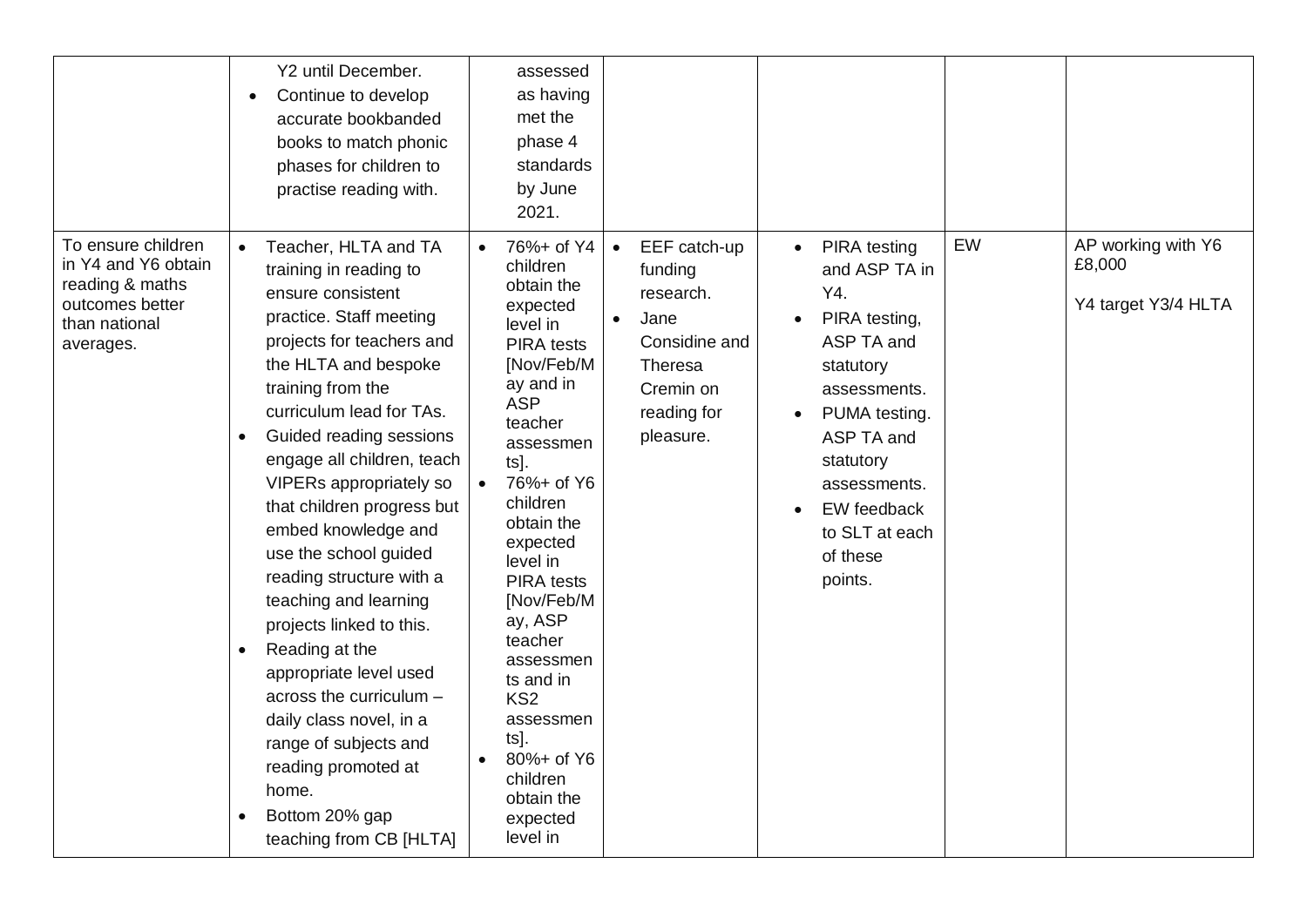| | | | | | | |
|---|---|---|---|---|---|---|
| | Y2 until December.<br>• Continue to develop accurate bookbanded books to match phonic phases for children to practise reading with. | assessed as having met the phase 4 standards by June 2021. | | | | |
| To ensure children in Y4 and Y6 obtain reading & maths outcomes better than national averages. | • Teacher, HLTA and TA training in reading to ensure consistent practice. Staff meeting projects for teachers and the HLTA and bespoke training from the curriculum lead for TAs.<br>• Guided reading sessions engage all children, teach VIPERs appropriately so that children progress but embed knowledge and use the school guided reading structure with a teaching and learning projects linked to this.<br>• Reading at the appropriate level used across the curriculum – daily class novel, in a range of subjects and reading promoted at home.<br>• Bottom 20% gap teaching from CB [HLTA] | • 76%+ of Y4 children obtain the expected level in PIRA tests [Nov/Feb/May and in ASP teacher assessments].<br>• 76%+ of Y6 children obtain the expected level in PIRA tests [Nov/Feb/May, ASP teacher assessments and in KS2 assessments].<br>• 80%+ of Y6 children obtain the expected level in | • EEF catch-up funding research.<br>• Jane Considine and Theresa Cremin on reading for pleasure. | • PIRA testing and ASP TA in Y4.<br>• PIRA testing, ASP TA and statutory assessments.<br>• PUMA testing. ASP TA and statutory assessments.<br>• EW feedback to SLT at each of these points. | EW | AP working with Y6 £8,000<br><br>Y4 target Y3/4 HLTA |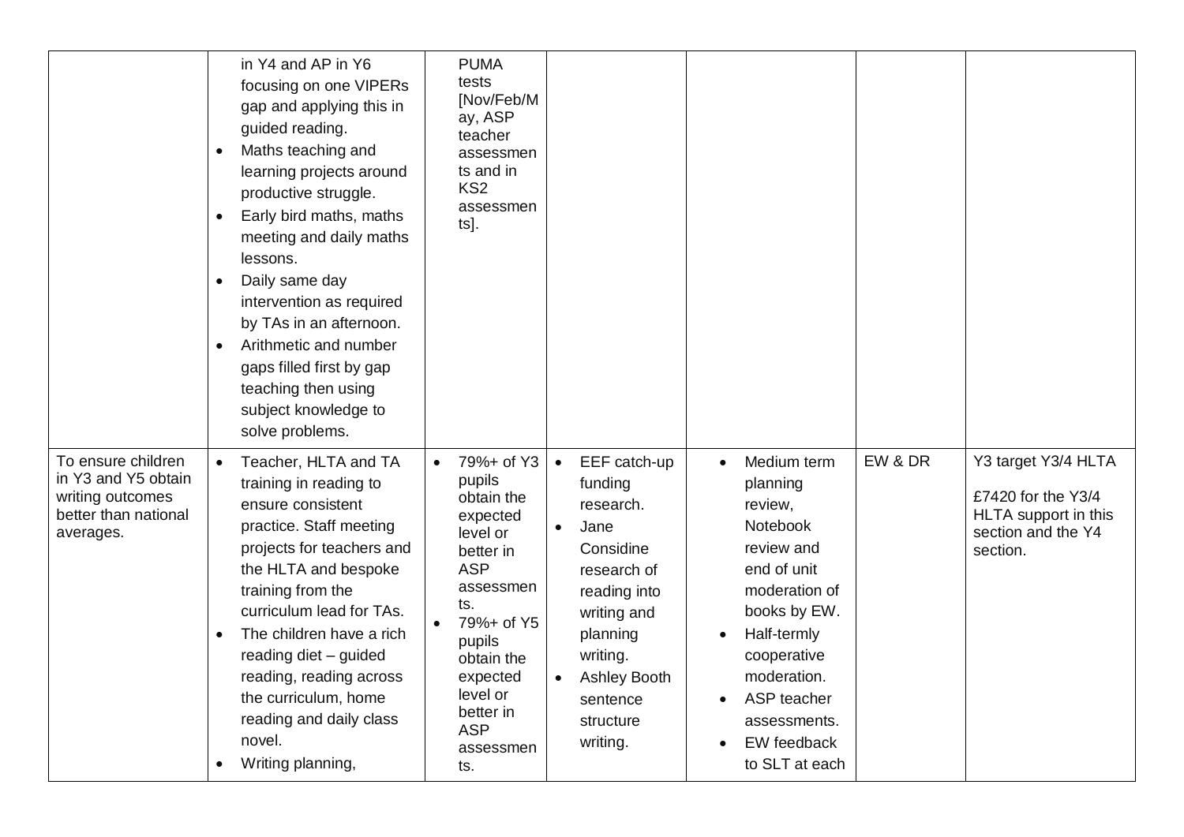| | | | | | | |
|---|---|---|---|---|---|---|
| | in Y4 and AP in Y6 focusing on one VIPERs gap and applying this in guided reading.<br>• Maths teaching and learning projects around productive struggle.<br>• Early bird maths, maths meeting and daily maths lessons.<br>• Daily same day intervention as required by TAs in an afternoon.<br>• Arithmetic and number gaps filled first by gap teaching then using subject knowledge to solve problems. | PUMA tests [Nov/Feb/May, ASP teacher assessments and in KS2 assessments]. | | | | |
| To ensure children in Y3 and Y5 obtain writing outcomes better than national averages. | • Teacher, HLTA and TA training in reading to ensure consistent practice. Staff meeting projects for teachers and the HLTA and bespoke training from the curriculum lead for TAs.<br>• The children have a rich reading diet – guided reading, reading across the curriculum, home reading and daily class novel.<br>• Writing planning, | • 79%+ of Y3 pupils obtain the expected level or better in ASP assessments.<br>• 79%+ of Y5 pupils obtain the expected level or better in ASP assessments. | • EEF catch-up funding research.<br>• Jane Considine research of reading into writing and planning writing.<br>• Ashley Booth sentence structure writing. | • Medium term planning review, Notebook review and end of unit moderation of books by EW.<br>• Half-termly cooperative moderation.<br>• ASP teacher assessments.<br>• EW feedback to SLT at each | EW & DR | Y3 target Y3/4 HLTA<br><br>£7420 for the Y3/4 HLTA support in this section and the Y4 section. |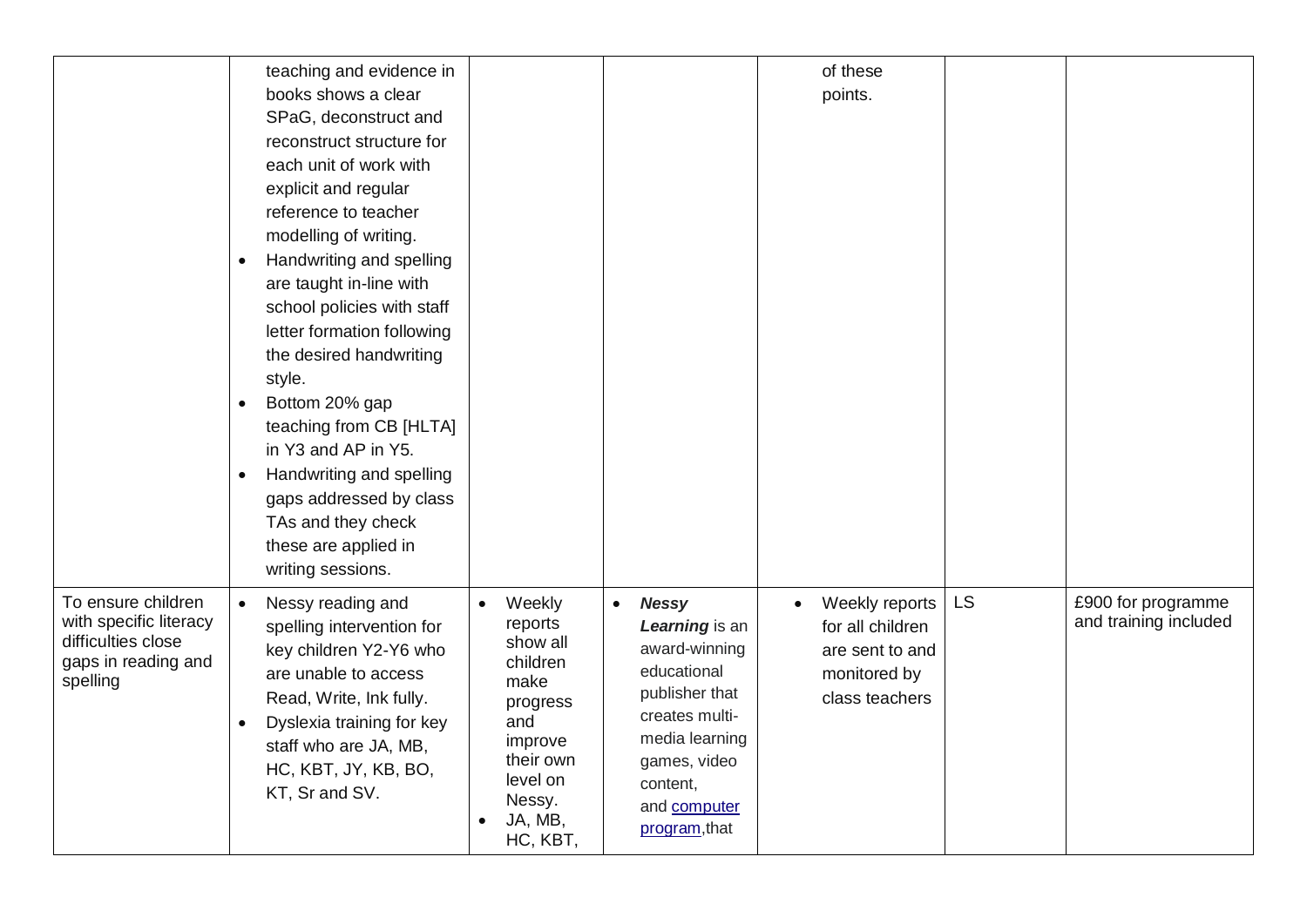| | | | | | | |
|---|---|---|---|---|---|---|
| | teaching and evidence in books shows a clear SPaG, deconstruct and reconstruct structure for each unit of work with explicit and regular reference to teacher modelling of writing.<br>• Handwriting and spelling are taught in-line with school policies with staff letter formation following the desired handwriting style.<br>• Bottom 20% gap teaching from CB [HLTA] in Y3 and AP in Y5.<br>• Handwriting and spelling gaps addressed by class TAs and they check these are applied in writing sessions. | | | of these points. | | |
| To ensure children with specific literacy difficulties close gaps in reading and spelling | • Nessy reading and spelling intervention for key children Y2-Y6 who are unable to access Read, Write, Ink fully.<br>• Dyslexia training for key staff who are JA, MB, HC, KBT, JY, KB, BO, KT, Sr and SV. | • Weekly reports show all children make progress and improve their own level on Nessy.<br>• JA, MB, HC, KBT, | • ***Nessy Learning*** is an award-winning educational publisher that creates multi-media learning games, video content, and computer program, that | • Weekly reports for all children are sent to and monitored by class teachers | LS | £900 for programme and training included |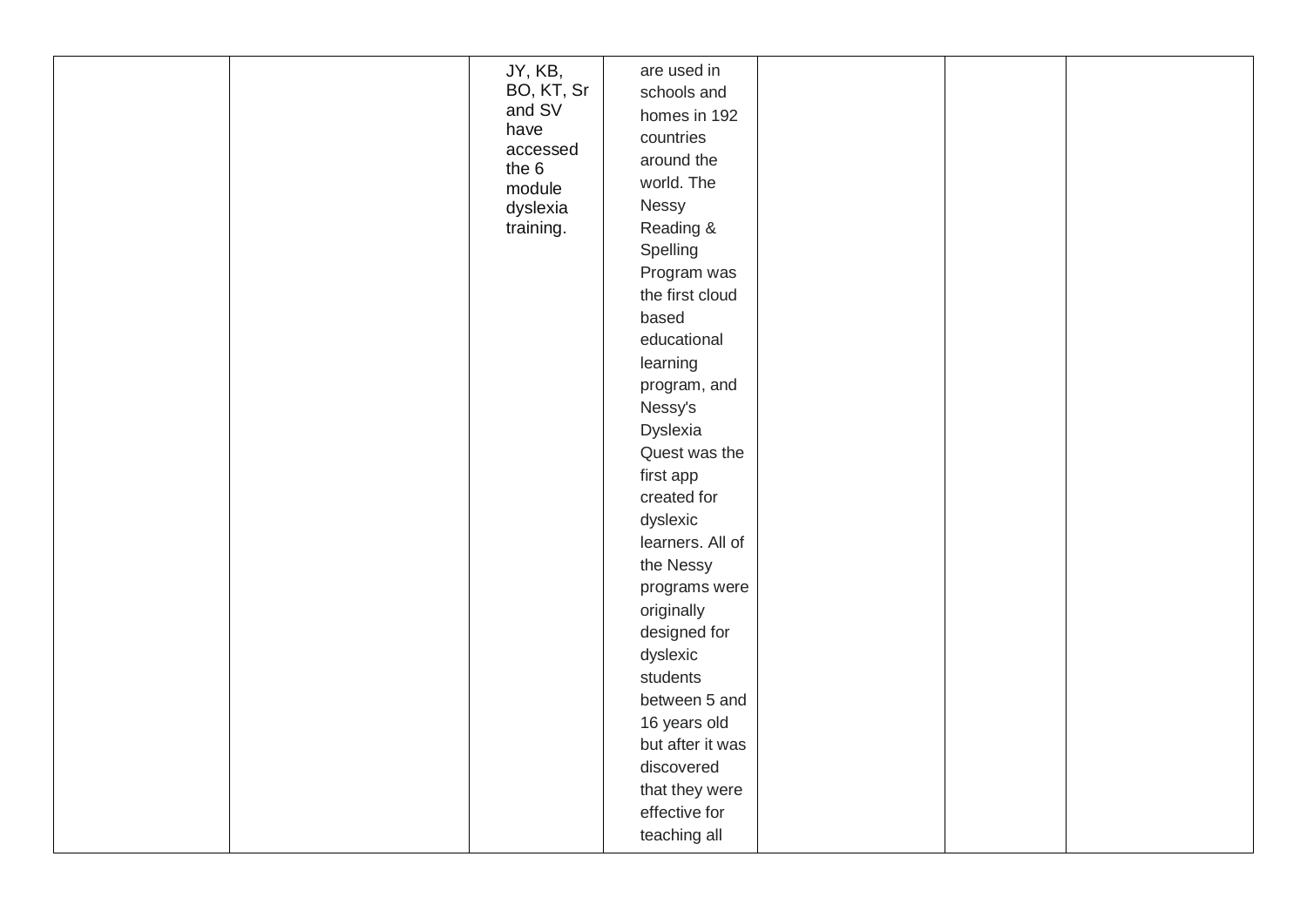| | | | | | | |
|---|---|---|---|---|---|---|
| | | JY, KB, BO, KT, Sr and SV have accessed the 6 module dyslexia training. | are used in schools and homes in 192 countries around the world. The Nessy Reading & Spelling Program was the first cloud based educational learning program, and Nessy's Dyslexia Quest was the first app created for dyslexic learners. All of the Nessy programs were originally designed for dyslexic students between 5 and 16 years old but after it was discovered that they were effective for teaching all | | | |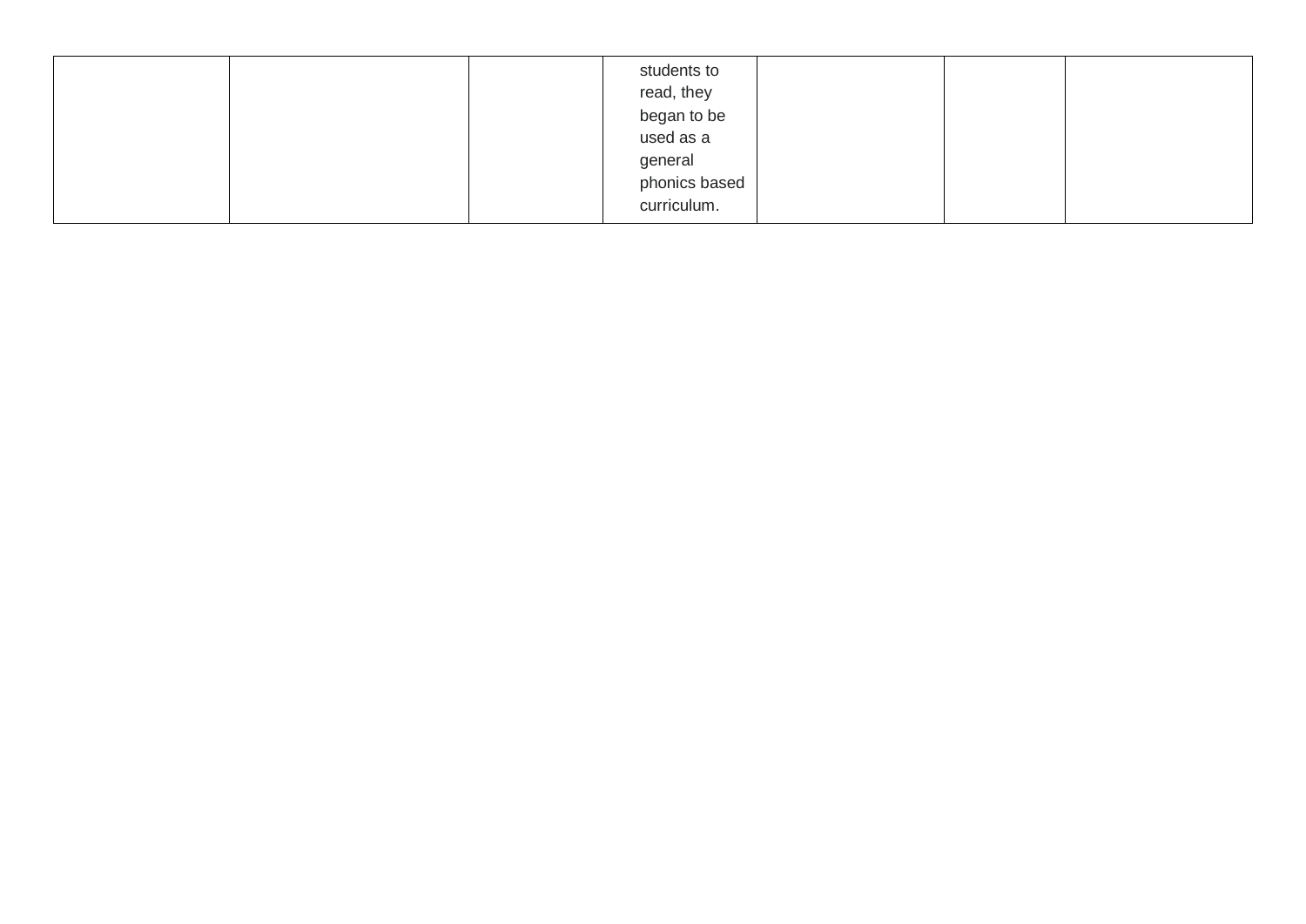| | | | | | | |
|---|---|---|---|---|---|---|
| | | | students to read, they began to be used as a general phonics based curriculum. | | | |